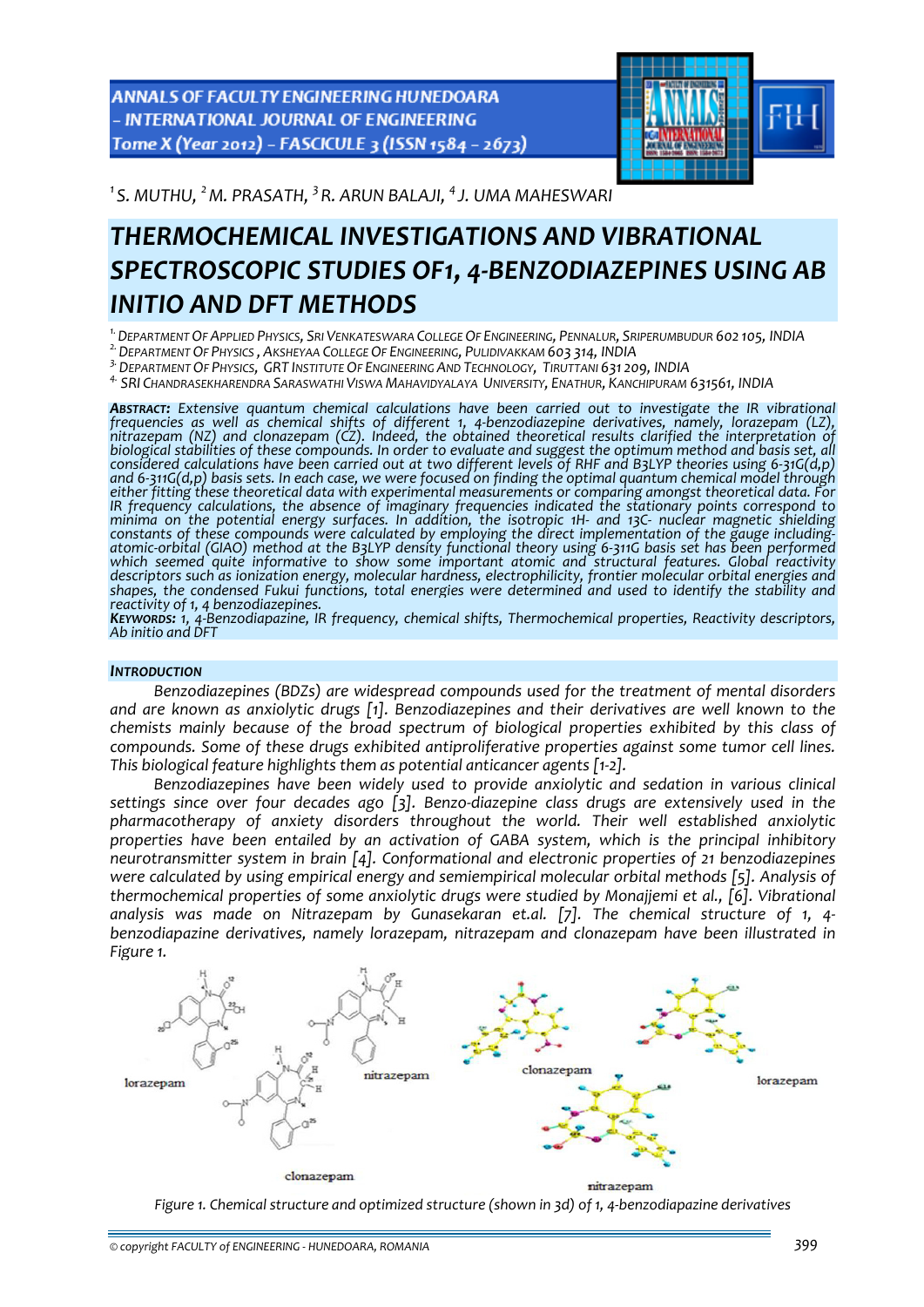[1] S. MUTHU, [2] M. PRASATH, [3] R. ARUN BALAJI, [4] J. UMA MAHESWARI

# THERMOCHEMICAL INVESTIGATIONS AND VIBRATIONAL SPECTROSCOPIC STUDIES OF1, 4-BENZODIAZEPINES USING AB INITIO AND DFT METHODS

[1.] DEPARTMENT OF APPLIED PHYSICS, SRI VENKATESWARA COLLEGE OF ENGINEERING, PENNALUR, SRIPERUMBUDUR 602 105, INDIA
[2.] DEPARTMENT OF PHYSICS , AKSHEYAA COLLEGE OF ENGINEERING, PULIDIVAKKAM 603 314, INDIA
[3.] DEPARTMENT OF PHYSICS, GRT INSTITUTE OF ENGINEERING AND TECHNOLOGY, TIRUTTANI 631 209, INDIA
[4.] SRI CHANDRASEKHARENDRA SARASWATHI VISWA MAHAVIDYALAYA UNIVERSITY, ENATHUR, KANCHIPURAM 631561, INDIA

***ABSTRACT:*** *Extensive quantum chemical calculations have been carried out to investigate the IR vibrational frequencies as well as chemical shifts of different 1, 4-benzodiazepine derivatives, namely, lorazepam (LZ), nitrazepam (NZ) and clonazepam (CZ). Indeed, the obtained theoretical results clarified the interpretation of biological stabilities of these compounds. In order to evaluate and suggest the optimum method and basis set, all considered calculations have been carried out at two different levels of RHF and B3LYP theories using 6-31G(d,p) and 6-311G(d,p) basis sets. In each case, we were focused on finding the optimal quantum chemical model through either fitting these theoretical data with experimental measurements or comparing amongst theoretical data. For IR frequency calculations, the absence of imaginary frequencies indicated the stationary points correspond to minima on the potential energy surfaces. In addition, the isotropic 1H- and 13C- nuclear magnetic shielding constants of these compounds were calculated by employing the direct implementation of the gauge including-atomic-orbital (GIAO) method at the B3LYP density functional theory using 6-311G basis set has been performed which seemed quite informative to show some important atomic and structural features. Global reactivity descriptors such as ionization energy, molecular hardness, electrophilicity, frontier molecular orbital energies and shapes, the condensed Fukui functions, total energies were determined and used to identify the stability and reactivity of 1, 4 benzodiazepines.*

***KEYWORDS:*** *1, 4-Benzodiapazine, IR frequency, chemical shifts, Thermochemical properties, Reactivity descriptors, Ab initio and DFT*

## INTRODUCTION

Benzodiazepines (BDZs) are widespread compounds used for the treatment of mental disorders and are known as anxiolytic drugs [1]. Benzodiazepines and their derivatives are well known to the chemists mainly because of the broad spectrum of biological properties exhibited by this class of compounds. Some of these drugs exhibited antiproliferative properties against some tumor cell lines. This biological feature highlights them as potential anticancer agents [1-2].

Benzodiazepines have been widely used to provide anxiolytic and sedation in various clinical settings since over four decades ago [3]. Benzo-diazepine class drugs are extensively used in the pharmacotherapy of anxiety disorders throughout the world. Their well established anxiolytic properties have been entailed by an activation of GABA system, which is the principal inhibitory neurotransmitter system in brain [4]. Conformational and electronic properties of 21 benzodiazepines were calculated by using empirical energy and semiempirical molecular orbital methods [5]. Analysis of thermochemical properties of some anxiolytic drugs were studied by Monajjemi et al., [6]. Vibrational analysis was made on Nitrazepam by Gunasekaran et.al. [7]. The chemical structure of 1, 4-benzodiapazine derivatives, namely lorazepam, nitrazepam and clonazepam have been illustrated in Figure 1.

Figure 1. Chemical structure and optimized structure (shown in 3d) of 1, 4-benzodiapazine derivatives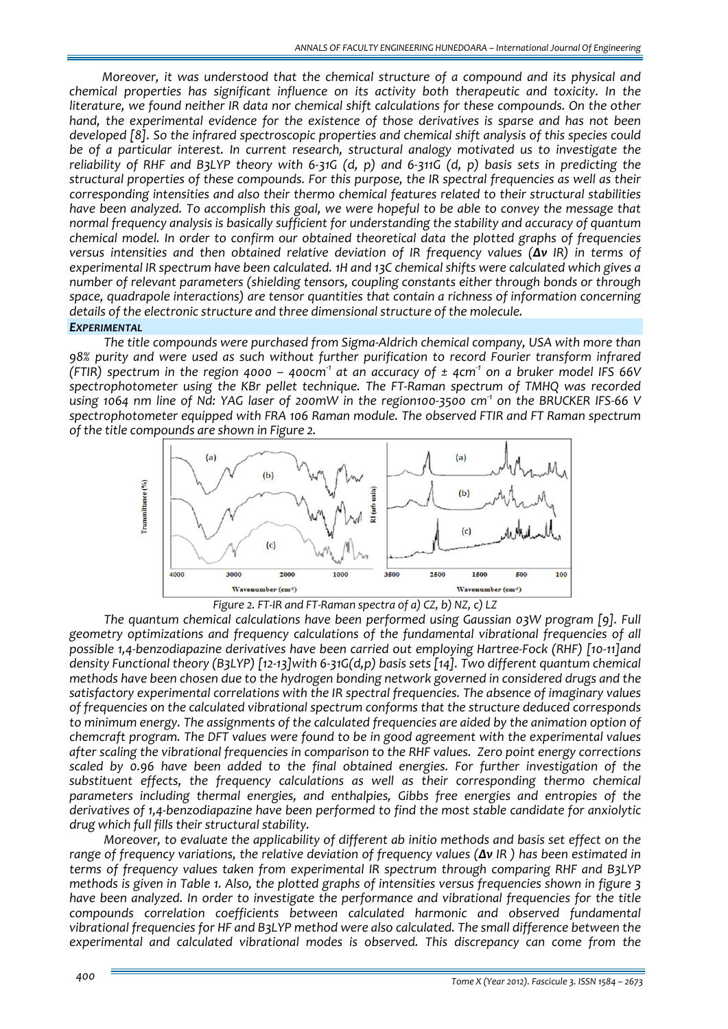*Moreover, it was understood that the chemical structure of a compound and its physical and chemical properties has significant influence on its activity both therapeutic and toxicity. In the literature, we found neither IR data nor chemical shift calculations for these compounds. On the other hand, the experimental evidence for the existence of those derivatives is sparse and has not been developed [8]. So the infrared spectroscopic properties and chemical shift analysis of this species could be of a particular interest. In current research, structural analogy motivated us to investigate the reliability of RHF and B3LYP theory with 6-31G (d, p) and 6-311G (d, p) basis sets in predicting the structural properties of these compounds. For this purpose, the IR spectral frequencies as well as their corresponding intensities and also their thermo chemical features related to their structural stabilities have been analyzed. To accomplish this goal, we were hopeful to be able to convey the message that normal frequency analysis is basically sufficient for understanding the stability and accuracy of quantum chemical model. In order to confirm our obtained theoretical data the plotted graphs of frequencies versus intensities and then obtained relative deviation of IR frequency values (**Δν** IR) in terms of experimental IR spectrum have been calculated. 1H and 13C chemical shifts were calculated which gives a number of relevant parameters (shielding tensors, coupling constants either through bonds or through space, quadrapole interactions) are tensor quantities that contain a richness of information concerning details of the electronic structure and three dimensional structure of the molecule.*

### *EXPERIMENTAL*

*The title compounds were purchased from Sigma-Aldrich chemical company, USA with more than 98% purity and were used as such without further purification to record Fourier transform infrared (FTIR) spectrum in the region 4000 – 400cm$^{-1}$ at an accuracy of ± 4cm$^{-1}$ on a bruker model IFS 66V spectrophotometer using the KBr pellet technique. The FT-Raman spectrum of TMHQ was recorded using 1064 nm line of Nd: YAG laser of 200mW in the region100-3500 cm$^{-1}$ on the BRUCKER IFS-66 V spectrophotometer equipped with FRA 106 Raman module. The observed FTIR and FT Raman spectrum of the title compounds are shown in Figure 2.*

*Figure 2. FT-IR and FT-Raman spectra of a) CZ, b) NZ, c) LZ*

*The quantum chemical calculations have been performed using Gaussian 03W program [9]. Full geometry optimizations and frequency calculations of the fundamental vibrational frequencies of all possible 1,4-benzodiapazine derivatives have been carried out employing Hartree-Fock (RHF) [10-11]and density Functional theory (B3LYP) [12-13]with 6-31G(d,p) basis sets [14]. Two different quantum chemical methods have been chosen due to the hydrogen bonding network governed in considered drugs and the satisfactory experimental correlations with the IR spectral frequencies. The absence of imaginary values of frequencies on the calculated vibrational spectrum conforms that the structure deduced corresponds to minimum energy. The assignments of the calculated frequencies are aided by the animation option of chemcraft program. The DFT values were found to be in good agreement with the experimental values after scaling the vibrational frequencies in comparison to the RHF values. Zero point energy corrections scaled by 0.96 have been added to the final obtained energies. For further investigation of the substituent effects, the frequency calculations as well as their corresponding thermo chemical parameters including thermal energies, and enthalpies, Gibbs free energies and entropies of the derivatives of 1,4-benzodiapazine have been performed to find the most stable candidate for anxiolytic drug which full fills their structural stability.*

*Moreover, to evaluate the applicability of different ab initio methods and basis set effect on the range of frequency variations, the relative deviation of frequency values (**Δν** IR ) has been estimated in terms of frequency values taken from experimental IR spectrum through comparing RHF and B3LYP methods is given in Table 1. Also, the plotted graphs of intensities versus frequencies shown in figure 3 have been analyzed. In order to investigate the performance and vibrational frequencies for the title compounds correlation coefficients between calculated harmonic and observed fundamental vibrational frequencies for HF and B3LYP method were also calculated. The small difference between the experimental and calculated vibrational modes is observed. This discrepancy can come from the*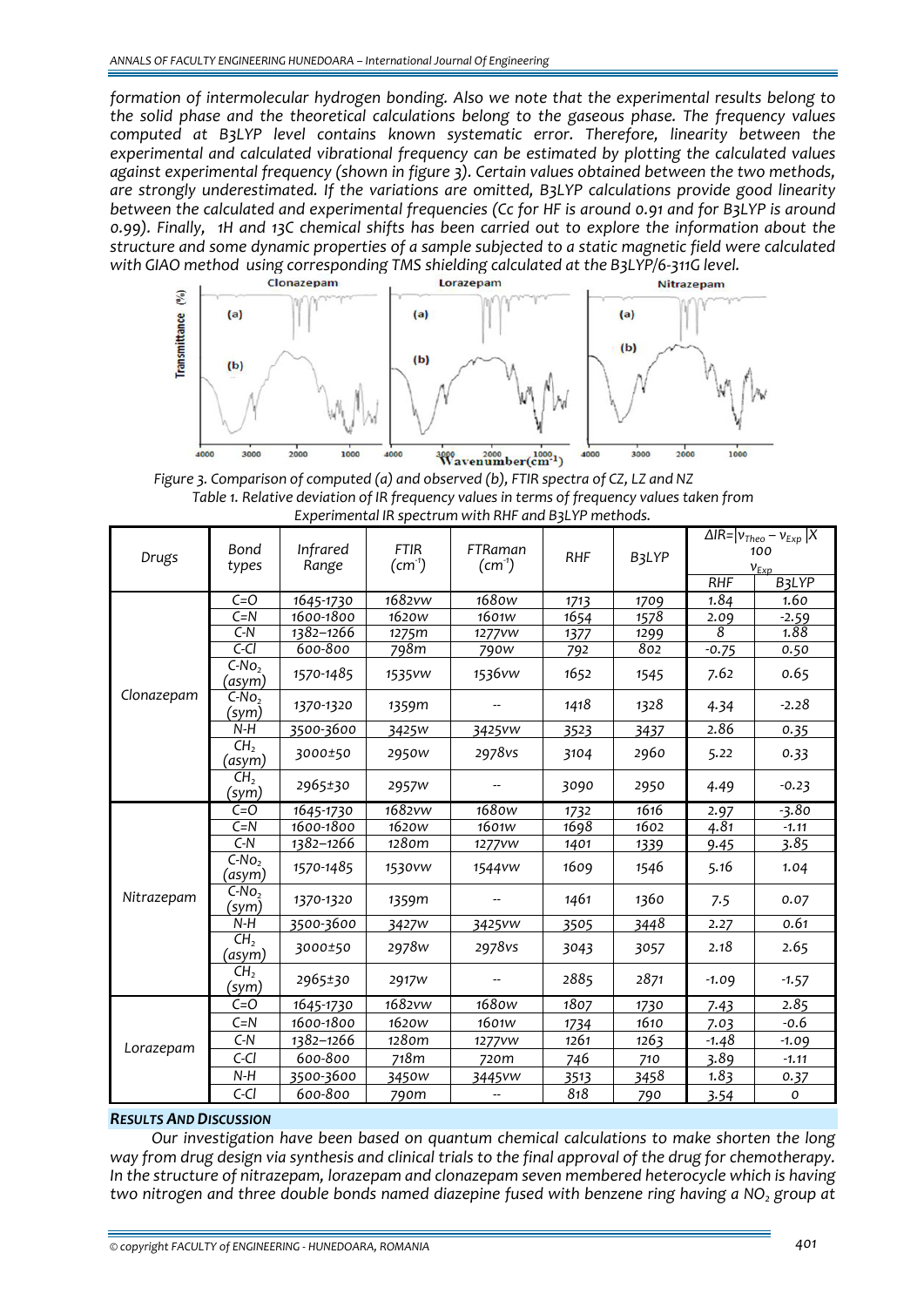formation of intermolecular hydrogen bonding. Also we note that the experimental results belong to the solid phase and the theoretical calculations belong to the gaseous phase. The frequency values computed at B3LYP level contains known systematic error. Therefore, linearity between the experimental and calculated vibrational frequency can be estimated by plotting the calculated values against experimental frequency (shown in figure 3). Certain values obtained between the two methods, are strongly underestimated. If the variations are omitted, B3LYP calculations provide good linearity between the calculated and experimental frequencies (Cc for HF is around 0.91 and for B3LYP is around 0.99). Finally, 1H and 13C chemical shifts has been carried out to explore the information about the structure and some dynamic properties of a sample subjected to a static magnetic field were calculated with GIAO method using corresponding TMS shielding calculated at the B3LYP/6-311G level.

Figure 3. Comparison of computed (a) and observed (b), FTIR spectra of CZ, LZ and NZ

Table 1. Relative deviation of IR frequency values in terms of frequency values taken from Experimental IR spectrum with RHF and B3LYP methods.

| Drugs | Bond types | Infrared Range | FTIR ($cm^{-1}$) | FTRaman ($cm^{-1}$) | RHF | B3LYP | $\Delta IR = \lvert \nu_{Theo} - \nu_{Exp} \rvert X \frac{100}{\nu_{Exp}}$ | |
|---|---|---|---|---|---|---|---|---|
| | | | | | | | RHF | B3LYP |
| Clonazepam | C=O | 1645-1730 | 1682vw | 1680w | 1713 | 1709 | 1.84 | 1.60 |
| | C=N | 1600-1800 | 1620w | 1601w | 1654 | 1578 | 2.09 | -2.59 |
| | C-N | 1382–1266 | 1275m | 1277vw | 1377 | 1299 | 8 | 1.88 |
| | C-Cl | 600-800 | 798m | 790w | 792 | 802 | -0.75 | 0.50 |
| | $C\text{-}No_2$ (asym) | 1570-1485 | 1535vw | 1536vw | 1652 | 1545 | 7.62 | 0.65 |
| | $C\text{-}No_2$ (sym) | 1370-1320 | 1359m | -- | 1418 | 1328 | 4.34 | -2.28 |
| | N-H | 3500-3600 | 3425w | 3425vw | 3523 | 3437 | 2.86 | 0.35 |
| | $CH_2$ (asym) | 3000±50 | 2950w | 2978vs | 3104 | 2960 | 5.22 | 0.33 |
| | $CH_2$ (sym) | 2965±30 | 2957w | -- | 3090 | 2950 | 4.49 | -0.23 |
| Nitrazepam | C=O | 1645-1730 | 1682vw | 1680w | 1732 | 1616 | 2.97 | -3.80 |
| | C=N | 1600-1800 | 1620w | 1601w | 1698 | 1602 | 4.81 | -1.11 |
| | C-N | 1382–1266 | 1280m | 1277vw | 1401 | 1339 | 9.45 | 3.85 |
| | $C\text{-}No_2$ (asym) | 1570-1485 | 1530vw | 1544vw | 1609 | 1546 | 5.16 | 1.04 |
| | $C\text{-}No_2$ (sym) | 1370-1320 | 1359m | -- | 1461 | 1360 | 7.5 | 0.07 |
| | N-H | 3500-3600 | 3427w | 3425vw | 3505 | 3448 | 2.27 | 0.61 |
| | $CH_2$ (asym) | 3000±50 | 2978w | 2978vs | 3043 | 3057 | 2.18 | 2.65 |
| | $CH_2$ (sym) | 2965±30 | 2917w | -- | 2885 | 2871 | -1.09 | -1.57 |
| Lorazepam | C=O | 1645-1730 | 1682vw | 1680w | 1807 | 1730 | 7.43 | 2.85 |
| | C=N | 1600-1800 | 1620w | 1601w | 1734 | 1610 | 7.03 | -0.6 |
| | C-N | 1382–1266 | 1280m | 1277vw | 1261 | 1263 | -1.48 | -1.09 |
| | C-Cl | 600-800 | 718m | 720m | 746 | 710 | 3.89 | -1.11 |
| | N-H | 3500-3600 | 3450w | 3445vw | 3513 | 3458 | 1.83 | 0.37 |
| | C-Cl | 600-800 | 790m | -- | 818 | 790 | 3.54 | 0 |

## RESULTS AND DISCUSSION

Our investigation have been based on quantum chemical calculations to make shorten the long way from drug design via synthesis and clinical trials to the final approval of the drug for chemotherapy. In the structure of nitrazepam, lorazepam and clonazepam seven membered heterocycle which is having two nitrogen and three double bonds named diazepine fused with benzene ring having a $NO_2$ group at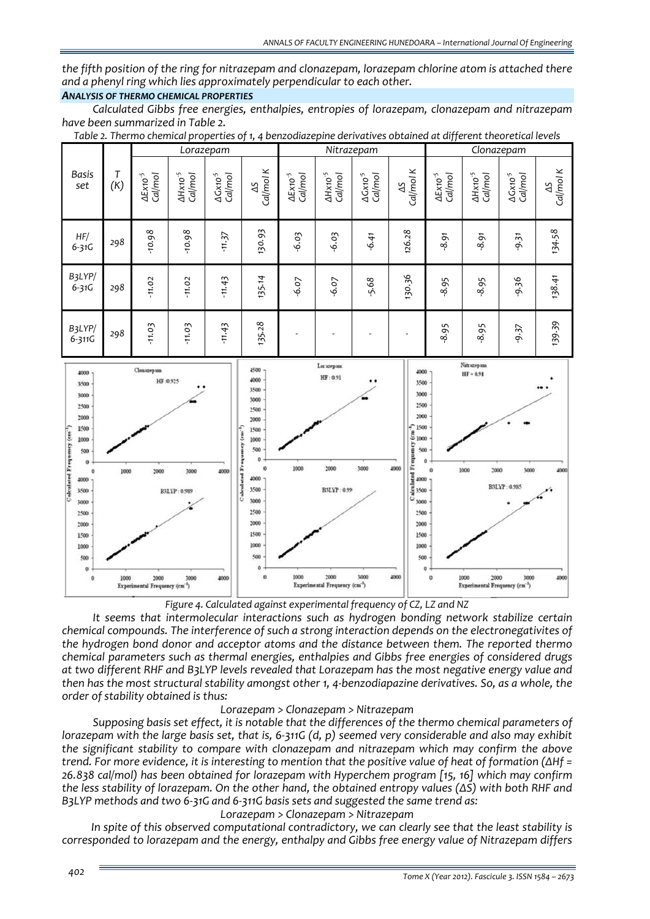the fifth position of the ring for nitrazepam and clonazepam, lorazepam chlorine atom is attached there and a phenyl ring which lies approximately perpendicular to each other.

### *ANALYSIS OF THERMO CHEMICAL PROPERTIES*

*Calculated Gibbs free energies, enthalpies, entropies of lorazepam, clonazepam and nitrazepam have been summarized in Table 2.*

*Table 2. Thermo chemical properties of 1, 4 benzodiazepine derivatives obtained at different theoretical levels*

| Basis set | T (K) | Lorazepam | | | | Nitrazepam | | | | Clonazepam | | | |
|---|---|---|---|---|---|---|---|---|---|---|---|---|---|
| | | $\Delta Ex10^{-5}$ Cal/mol | $\Delta Hx10^{-5}$ Cal/mol | $\Delta Gx10^{-5}$ Cal/mol | $\Delta S$ Cal/mol K | $\Delta Ex10^{-5}$ Cal/mol | $\Delta Hx10^{-5}$ Cal/mol | $\Delta Gx10^{-5}$ Cal/mol | $\Delta S$ Cal/mol K | $\Delta Ex10^{-5}$ Cal/mol | $\Delta Hx10^{-5}$ Cal/mol | $\Delta Gx10^{-5}$ Cal/mol | $\Delta S$ Cal/mol K |
| HF/ 6-31G | 298 | -10.98 | -10.98 | -11.37 | 130.93 | -6.03 | -6.03 | -6.41 | 126.28 | -8.91 | -8.91 | -9.31 | 134.58 |
| B3LYP/ 6-31G | 298 | -11.02 | -11.02 | -11.43 | 135.14 | -6.07 | -6.07 | -5.68 | 130.36 | -8.95 | -8.95 | -9.36 | 138.41 |
| B3LYP/ 6-311G | 298 | -11.03 | -11.03 | -11.43 | 135.28 | - | - | - | - | -8.95 | -8.95 | -9.37 | 139.39 |

*Figure 4. Calculated against experimental frequency of CZ, LZ and NZ*

*It seems that intermolecular interactions such as hydrogen bonding network stabilize certain chemical compounds. The interference of such a strong interaction depends on the electronegativites of the hydrogen bond donor and acceptor atoms and the distance between them. The reported thermo chemical parameters such as thermal energies, enthalpies and Gibbs free energies of considered drugs at two different RHF and B3LYP levels revealed that Lorazepam has the most negative energy value and then has the most structural stability amongst other 1, 4-benzodiapazine derivatives. So, as a whole, the order of stability obtained is thus:*

*Lorazepam > Clonazepam > Nitrazepam*

*Supposing basis set effect, it is notable that the differences of the thermo chemical parameters of lorazepam with the large basis set, that is, 6-311G (d, p) seemed very considerable and also may exhibit the significant stability to compare with clonazepam and nitrazepam which may confirm the above trend. For more evidence, it is interesting to mention that the positive value of heat of formation ($\Delta Hf$ = 26.838 cal/mol) has been obtained for lorazepam with Hyperchem program [15, 16] which may confirm the less stability of lorazepam. On the other hand, the obtained entropy values ($\Delta S$) with both RHF and B3LYP methods and two 6-31G and 6-311G basis sets and suggested the same trend as:*

*Lorazepam > Clonazepam > Nitrazepam*

*In spite of this observed computational contradictory, we can clearly see that the least stability is corresponded to lorazepam and the energy, enthalpy and Gibbs free energy value of Nitrazepam differs*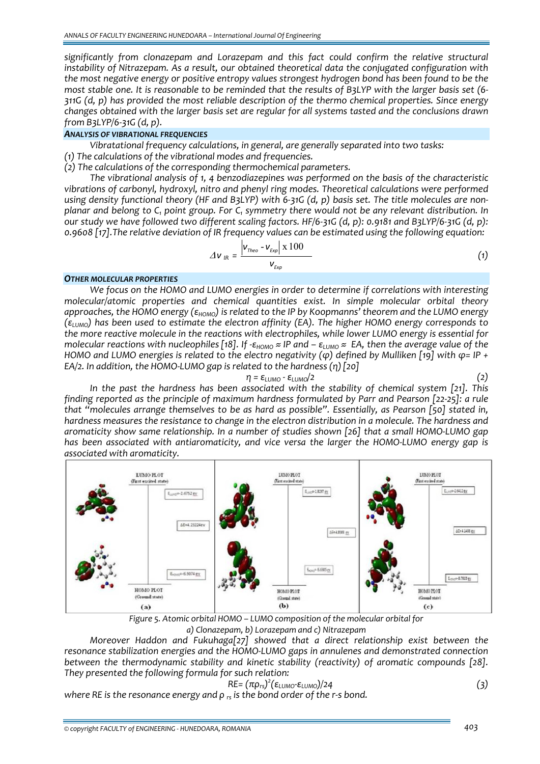significantly from clonazepam and Lorazepam and this fact could confirm the relative structural instability of Nitrazepam. As a result, our obtained theoretical data the conjugated configuration with the most negative energy or positive entropy values strongest hydrogen bond has been found to be the most stable one. It is reasonable to be reminded that the results of B3LYP with the larger basis set (6-311G (d, p) has provided the most reliable description of the thermo chemical properties. Since energy changes obtained with the larger basis set are regular for all systems tasted and the conclusions drawn from B3LYP/6-31G (d, p).

### ANALYSIS OF VIBRATIONAL FREQUENCIES

*Vibratational frequency calculations, in general, are generally separated into two tasks:*

*(1) The calculations of the vibrational modes and frequencies.*

*(2) The calculations of the corresponding thermochemical parameters.*

*The vibrational analysis of 1, 4 benzodiazepines was performed on the basis of the characteristic vibrations of carbonyl, hydroxyl, nitro and phenyl ring modes. Theoretical calculations were performed using density functional theory (HF and B3LYP) with 6-31G (d, p) basis set. The title molecules are non-planar and belong to $C_1$ point group. For $C_1$ symmetry there would not be any relevant distribution. In our study we have followed two different scaling factors. HF/6-31G (d, p): 0.9181 and B3LYP/6-31G (d, p): 0.9608 [17].The relative deviation of IR frequency values can be estimated using the following equation:*

$$\Delta v_{IR} = \frac{\left| v_{Theo} - v_{Exp} \right| \text{x}\, 100}{v_{Exp}} \qquad (1)$$

### OTHER MOLECULAR PROPERTIES

*We focus on the HOMO and LUMO energies in order to determine if correlations with interesting molecular/atomic properties and chemical quantities exist. In simple molecular orbital theory approaches, the HOMO energy ($\varepsilon_{HOMO}$) is related to the IP by Koopmanns' theorem and the LUMO energy ($\varepsilon_{LUMO}$) has been used to estimate the electron affinity (EA). The higher HOMO energy corresponds to the more reactive molecule in the reactions with electrophiles, while lower LUMO energy is essential for molecular reactions with nucleophiles [18]. If $-\varepsilon_{HOMO} \approx IP$ and $-\varepsilon_{LUMO} \approx EA$, then the average value of the HOMO and LUMO energies is related to the electro negativity ($\varphi$) defined by Mulliken [19] with $\varphi = IP + EA/2$. In addition, the HOMO-LUMO gap is related to the hardness ($\eta$) [20]*

$$\eta = \varepsilon_{LUMO} - \varepsilon_{LUMO}/2 \qquad (2)$$

*In the past the hardness has been associated with the stability of chemical system [21]. This finding reported as the principle of maximum hardness formulated by Parr and Pearson [22-25]: a rule that "molecules arrange themselves to be as hard as possible". Essentially, as Pearson [50] stated in, hardness measures the resistance to change in the electron distribution in a molecule. The hardness and aromaticity show same relationship. In a number of studies shown [26] that a small HOMO-LUMO gap has been associated with antiaromaticity, and vice versa the larger the HOMO-LUMO energy gap is associated with aromaticity.*

*Figure 5. Atomic orbital HOMO – LUMO composition of the molecular orbital for a) Clonazepam, b) Lorazepam and c) Nitrazepam*

*Moreover Haddon and Fukuhaga[27] showed that a direct relationship exist between the resonance stabilization energies and the HOMO-LUMO gaps in annulenes and demonstrated connection between the thermodynamic stability and kinetic stability (reactivity) of aromatic compounds [28]. They presented the following formula for such relation:*

$$RE = (\pi\rho_{rs})^2(\varepsilon_{LUMO} - \varepsilon_{LUMO})/24 \qquad (3)$$

*where RE is the resonance energy and $\rho_{rs}$ is the bond order of the r-s bond.*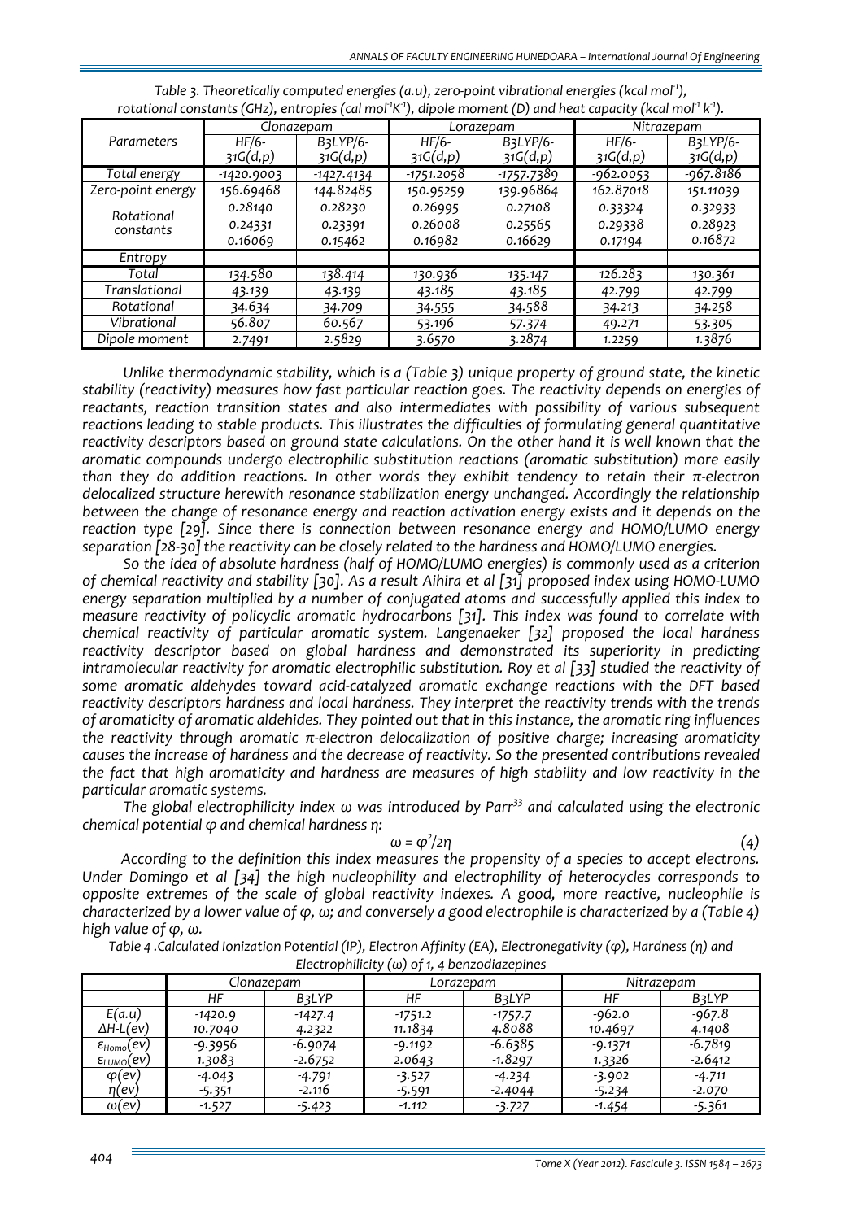*Table 3. Theoretically computed energies (a.u), zero-point vibrational energies (kcal mol$^{-1}$), rotational constants (GHz), entropies (cal mol$^{-1}$K$^{-1}$), dipole moment (D) and heat capacity (kcal mol$^{-1}$ k$^{-1}$).*

| Parameters | Clonazepam | | Lorazepam | | Nitrazepam | |
|---|---|---|---|---|---|---|
| | HF/6-31G(d,p) | B3LYP/6-31G(d,p) | HF/6-31G(d,p) | B3LYP/6-31G(d,p) | HF/6-31G(d,p) | B3LYP/6-31G(d,p) |
| Total energy | -1420.9003 | -1427.4134 | -1751.2058 | -1757.7389 | -962.0053 | -967.8186 |
| Zero-point energy | 156.69468 | 144.82485 | 150.95259 | 139.96864 | 162.87018 | 151.11039 |
| Rotational constants | 0.28140 | 0.28230 | 0.26995 | 0.27108 | 0.33324 | 0.32933 |
| | 0.24331 | 0.23391 | 0.26008 | 0.25565 | 0.29338 | 0.28923 |
| | 0.16069 | 0.15462 | 0.16982 | 0.16629 | 0.17194 | 0.16872 |
| Entropy | | | | | | |
| Total | 134.580 | 138.414 | 130.936 | 135.147 | 126.283 | 130.361 |
| Translational | 43.139 | 43.139 | 43.185 | 43.185 | 42.799 | 42.799 |
| Rotational | 34.634 | 34.709 | 34.555 | 34.588 | 34.213 | 34.258 |
| Vibrational | 56.807 | 60.567 | 53.196 | 57.374 | 49.271 | 53.305 |
| Dipole moment | 2.7491 | 2.5829 | 3.6570 | 3.2874 | 1.2259 | 1.3876 |

*Unlike thermodynamic stability, which is a (Table 3) unique property of ground state, the kinetic stability (reactivity) measures how fast particular reaction goes. The reactivity depends on energies of reactants, reaction transition states and also intermediates with possibility of various subsequent reactions leading to stable products. This illustrates the difficulties of formulating general quantitative reactivity descriptors based on ground state calculations. On the other hand it is well known that the aromatic compounds undergo electrophilic substitution reactions (aromatic substitution) more easily than they do addition reactions. In other words they exhibit tendency to retain their π-electron delocalized structure herewith resonance stabilization energy unchanged. Accordingly the relationship between the change of resonance energy and reaction activation energy exists and it depends on the reaction type [29]. Since there is connection between resonance energy and HOMO/LUMO energy separation [28-30] the reactivity can be closely related to the hardness and HOMO/LUMO energies.*

*So the idea of absolute hardness (half of HOMO/LUMO energies) is commonly used as a criterion of chemical reactivity and stability [30]. As a result Aihira et al [31] proposed index using HOMO-LUMO energy separation multiplied by a number of conjugated atoms and successfully applied this index to measure reactivity of policyclic aromatic hydrocarbons [31]. This index was found to correlate with chemical reactivity of particular aromatic system. Langenaeker [32] proposed the local hardness reactivity descriptor based on global hardness and demonstrated its superiority in predicting intramolecular reactivity for aromatic electrophilic substitution. Roy et al [33] studied the reactivity of some aromatic aldehydes toward acid-catalyzed aromatic exchange reactions with the DFT based reactivity descriptors hardness and local hardness. They interpret the reactivity trends with the trends of aromaticity of aromatic aldehides. They pointed out that in this instance, the aromatic ring influences the reactivity through aromatic π-electron delocalization of positive charge; increasing aromaticity causes the increase of hardness and the decrease of reactivity. So the presented contributions revealed the fact that high aromaticity and hardness are measures of high stability and low reactivity in the particular aromatic systems.*

*The global electrophilicity index ω was introduced by Parr[33] and calculated using the electronic chemical potential φ and chemical hardness η:*

$$\omega = \varphi^2/2\eta \tag{4}$$

*According to the definition this index measures the propensity of a species to accept electrons. Under Domingo et al [34] the high nucleophility and electrophility of heterocycles corresponds to opposite extremes of the scale of global reactivity indexes. A good, more reactive, nucleophile is characterized by a lower value of φ, ω; and conversely a good electrophile is characterized by a (Table 4) high value of φ, ω.*

*Table 4 .Calculated Ionization Potential (IP), Electron Affinity (EA), Electronegativity (φ), Hardness (η) and Electrophilicity (ω) of 1, 4 benzodiazepines*

| | Clonazepam | | Lorazepam | | Nitrazepam | |
|---|---|---|---|---|---|---|
| | HF | B3LYP | HF | B3LYP | HF | B3LYP |
| E(a.u) | -1420.9 | -1427.4 | -1751.2 | -1757.7 | -962.0 | -967.8 |
| ΔH-L(ev) | 10.7040 | 4.2322 | 11.1834 | 4.8088 | 10.4697 | 4.1408 |
| $\varepsilon_{Homo}$(ev) | -9.3956 | -6.9074 | -9.1192 | -6.6385 | -9.1371 | -6.7819 |
| $\varepsilon_{LUMO}$(ev) | 1.3083 | -2.6752 | 2.0643 | -1.8297 | 1.3326 | -2.6412 |
| φ(ev) | -4.043 | -4.791 | -3.527 | -4.234 | -3.902 | -4.711 |
| η(ev) | -5.351 | -2.116 | -5.591 | -2.4044 | -5.234 | -2.070 |
| ω(ev) | -1.527 | -5.423 | -1.112 | -3.727 | -1.454 | -5.361 |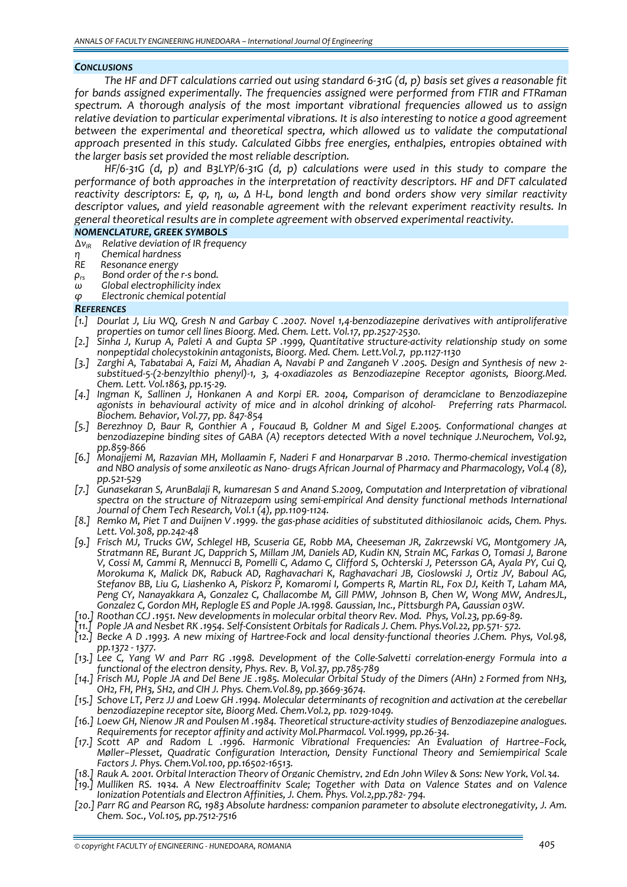### *CONCLUSIONS*

*The HF and DFT calculations carried out using standard 6-31G (d, p) basis set gives a reasonable fit for bands assigned experimentally. The frequencies assigned were performed from FTIR and FTRaman spectrum. A thorough analysis of the most important vibrational frequencies allowed us to assign relative deviation to particular experimental vibrations. It is also interesting to notice a good agreement between the experimental and theoretical spectra, which allowed us to validate the computational approach presented in this study. Calculated Gibbs free energies, enthalpies, entropies obtained with the larger basis set provided the most reliable description.*

*HF/6-31G (d, p) and B3LYP/6-31G (d, p) calculations were used in this study to compare the performance of both approaches in the interpretation of reactivity descriptors. HF and DFT calculated reactivity descriptors: E, φ, η, ω, Δ H-L, bond length and bond orders show very similar reactivity descriptor values, and yield reasonable agreement with the relevant experiment reactivity results. In general theoretical results are in complete agreement with observed experimental reactivity.*

### *NOMENCLATURE, GREEK SYMBOLS*

- $\Delta\nu_{IR}$ *Relative deviation of IR frequency*
- $\eta$ *Chemical hardness*
- *RE* *Resonance energy*
- $\rho_{rs}$ *Bond order of the r-s bond.*
- $\omega$ *Global electrophilicity index*
- $\varphi$ *Electronic chemical potential*

### *REFERENCES*

[1.] *Dourlat J, Liu WQ, Gresh N and Garbay C .2007. Novel 1,4-benzodiazepine derivatives with antiproliferative properties on tumor cell lines Bioorg. Med. Chem. Lett. Vol.17, pp.2527-2530.*

[2.] *Sinha J, Kurup A, Paleti A and Gupta SP .1999, Quantitative structure-activity relationship study on some nonpeptidal cholecystokinin antagonists, Bioorg. Med. Chem. Lett.Vol.7, pp.1127-1130*

[3.] *Zarghi A, Tabatabai A, Faizi M, Ahadian A, Navabi P and Zanganeh V .2005. Design and Synthesis of new 2-substitued-5-(2-benzylthio phenyl)-1, 3, 4-oxadiazoles as Benzodiazepine Receptor agonists, Bioorg.Med. Chem. Lett. Vol.1863, pp.15-29.*

[4.] *Ingman K, Sallinen J, Honkanen A and Korpi ER. 2004, Comparison of deramciclane to Benzodiazepine agonists in behavioural activity of mice and in alcohol drinking of alcohol- Preferring rats Pharmacol. Biochem. Behavior, Vol.77, pp. 847-854*

[5.] *Berezhnoy D, Baur R, Gonthier A , Foucaud B, Goldner M and Sigel E.2005. Conformational changes at benzodiazepine binding sites of GABA (A) receptors detected With a novel technique J.Neurochem, Vol.92, pp.859-866*

[6.] *Monajjemi M, Razavian MH, Mollaamin F, Naderi F and Honarparvar B .2010. Thermo-chemical investigation and NBO analysis of some anxileotic as Nano- drugs African Journal of Pharmacy and Pharmacology, Vol.4 (8), pp.521-529*

[7.] *Gunasekaran S, ArunBalaji R, kumaresan S and Anand S.2009, Computation and Interpretation of vibrational spectra on the structure of Nitrazepam using semi-empirical And density functional methods International Journal of Chem Tech Research, Vol.1 (4), pp.1109-1124.*

[8.] *Remko M, Piet T and Duijnen V .1999. the gas-phase acidities of substituted dithiosilanoic acids, Chem. Phys. Lett. Vol.308, pp.242-48*

[9.] *Frisch MJ, Trucks GW, Schlegel HB, Scuseria GE, Robb MA, Cheeseman JR, Zakrzewski VG, Montgomery JA, Stratmann RE, Burant JC, Dapprich S, Millam JM, Daniels AD, Kudin KN, Strain MC, Farkas O, Tomasi J, Barone V, Cossi M, Cammi R, Mennucci B, Pomelli C, Adamo C, Clifford S, Ochterski J, Petersson GA, Ayala PY, Cui Q, Morokuma K, Malick DK, Rabuck AD, Raghavachari K, Raghavachari JB, Cioslowski J, Ortiz JV, Baboul AG, Stefanov BB, Liu G, Liashenko A, Piskorz P, Komaromi I, Gomperts R, Martin RL, Fox DJ, Keith T, Laham MA, Peng CY, Nanayakkara A, Gonzalez C, Challacombe M, Gill PMW, Johnson B, Chen W, Wong MW, AndresJL, Gonzalez C, Gordon MH, Replogle ES and Pople JA.1998. Gaussian, Inc., Pittsburgh PA, Gaussian 03W.*

[10.] *Roothan CCJ .1951. New developments in molecular orbital theory Rev. Mod. Phys, Vol.23, pp.69-89.*

[11.] *Pople JA and Nesbet RK .1954. Self-Consistent Orbitals for Radicals J. Chem. Phys.Vol.22, pp.571- 572.*

[12.] *Becke A D .1993. A new mixing of Hartree-Fock and local density-functional theories J.Chem. Phys, Vol.98, pp.1372 - 1377.*

[13.] *Lee C, Yang W and Parr RG .1998. Development of the Colle-Salvetti correlation-energy Formula into a functional of the electron density, Phys. Rev. B, Vol.37, pp.785-789*

[14.] *Frisch MJ, Pople JA and Del Bene JE .1985. Molecular Orbital Study of the Dimers (AHn) 2 Formed from NH3, OH2, FH, PH3, SH2, and ClH J. Phys. Chem.Vol.89, pp.3669-3674.*

[15.] *Schove LT, Perz JJ and Loew GH .1994. Molecular determinants of recognition and activation at the cerebellar benzodiazepine receptor site, Bioorg Med. Chem.Vol.2, pp. 1029-1049.*

[16.] *Loew GH, Nienow JR and Poulsen M .1984. Theoretical structure-activity studies of Benzodiazepine analogues. Requirements for receptor affinity and activity Mol.Pharmacol. Vol.1999, pp.26-34.*

[17.] *Scott AP and Radom L .1996. Harmonic Vibrational Frequencies: An Evaluation of Hartree–Fock, Møller–Plesset, Quadratic Configuration Interaction, Density Functional Theory and Semiempirical Scale Factors J. Phys. Chem.Vol.100, pp.16502-16513.*

[18.] *Rauk A. 2001. Orbital Interaction Theory of Organic Chemistry, 2nd Edn John Wiley & Sons: New York, Vol.34.*

[19.] *Mulliken RS. 1934. A New Electroaffinity Scale; Together with Data on Valence States and on Valence Ionization Potentials and Electron Affinities, J. Chem. Phys. Vol.2,pp.782- 794.*

[20.] *Parr RG and Pearson RG, 1983 Absolute hardness: companion parameter to absolute electronegativity, J. Am. Chem. Soc., Vol.105, pp.7512-7516*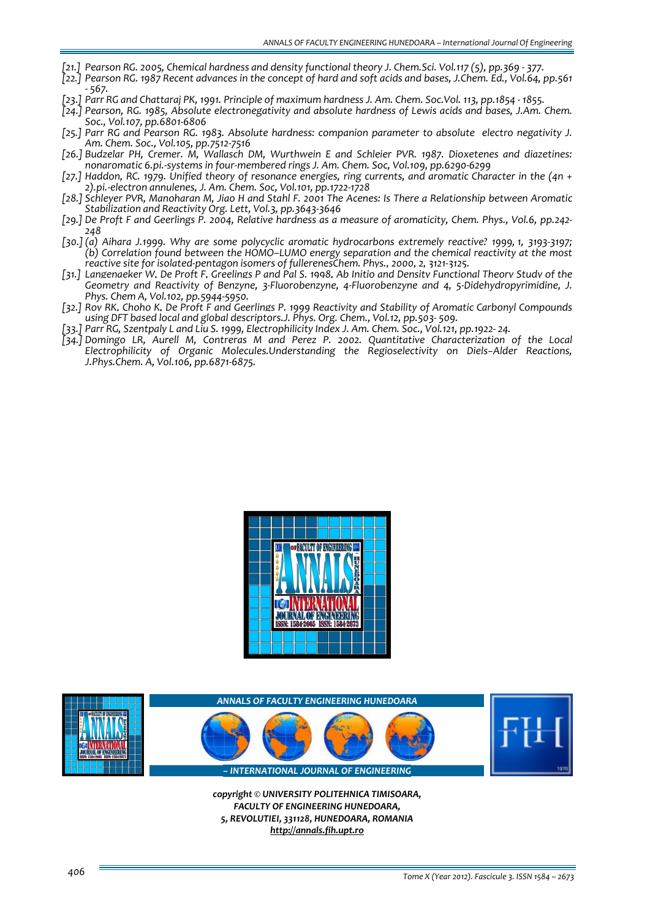[21.] Pearson RG. 2005, Chemical hardness and density functional theory J. Chem.Sci. Vol.117 (5), pp.369 - 377.

[22.] Pearson RG. 1987 Recent advances in the concept of hard and soft acids and bases, J.Chem. Ed., Vol.64, pp.561 - 567.

[23.] Parr RG and Chattaraj PK, 1991. Principle of maximum hardness J. Am. Chem. Soc.Vol. 113, pp.1854 - 1855.

[24.] Pearson, RG. 1985, Absolute electronegativity and absolute hardness of Lewis acids and bases, J.Am. Chem. Soc., Vol.107, pp.6801-6806

[25.] Parr RG and Pearson RG. 1983. Absolute hardness: companion parameter to absolute electro negativity J. Am. Chem. Soc., Vol.105, pp.7512-7516

[26.] Budzelar PH, Cremer. M, Wallasch DM, Wurthwein E and Schleier PVR. 1987. Dioxetenes and diazetines: nonaromatic 6.pi.-systems in four-membered rings J. Am. Chem. Soc, Vol.109, pp.6290-6299

[27.] Haddon, RC. 1979. Unified theory of resonance energies, ring currents, and aromatic Character in the (4n + 2).pi.-electron annulenes, J. Am. Chem. Soc, Vol.101, pp.1722-1728

[28.] Schleyer PVR, Manoharan M, Jiao H and Stahl F. 2001 The Acenes: Is There a Relationship between Aromatic Stabilization and Reactivity Org. Lett, Vol.3, pp.3643-3646

[29.] De Proft F and Geerlings P. 2004, Relative hardness as a measure of aromaticity, Chem. Phys., Vol.6, pp.242-248

[30.] (a) Aihara J.1999. Why are some polycyclic aromatic hydrocarbons extremely reactive? 1999, 1, 3193-3197; (b) Correlation found between the HOMO–LUMO energy separation and the chemical reactivity at the most reactive site for isolated-pentagon isomers of fullerenesChem. Phys., 2000, 2, 3121-3125.

[31.] Langenaeker W, De Proft F, Greelings P and Pal S. 1998, Ab Initio and Density Functional Theory Study of the Geometry and Reactivity of Benzyne, 3-Fluorobenzyne, 4-Fluorobenzyne and 4, 5-Didehydropyrimidine, J. Phys. Chem A, Vol.102, pp.5944-5950.

[32.] Roy RK, Choho K, De Proft F and Geerlings P. 1999 Reactivity and Stability of Aromatic Carbonyl Compounds using DFT based local and global descriptors.J. Phys. Org. Chem., Vol.12, pp.503- 509.

[33.] Parr RG, Szentpaly L and Liu S. 1999, Electrophilicity Index J. Am. Chem. Soc., Vol.121, pp.1922- 24.

[34.] Domingo LR, Aurell M, Contreras M and Perez P. 2002. Quantitative Characterization of the Local Electrophilicity of Organic Molecules.Understanding the Regioselectivity on Diels–Alder Reactions, J.Phys.Chem. A, Vol.106, pp.6871-6875.

ANNALS OF FACULTY ENGINEERING HUNEDOARA

– INTERNATIONAL JOURNAL OF ENGINEERING

***copyright © UNIVERSITY POLITEHNICA TIMISOARA,***
***FACULTY OF ENGINEERING HUNEDOARA,***
***5, REVOLUTIEI, 331128, HUNEDOARA, ROMANIA***
***http://annals.fih.upt.ro***